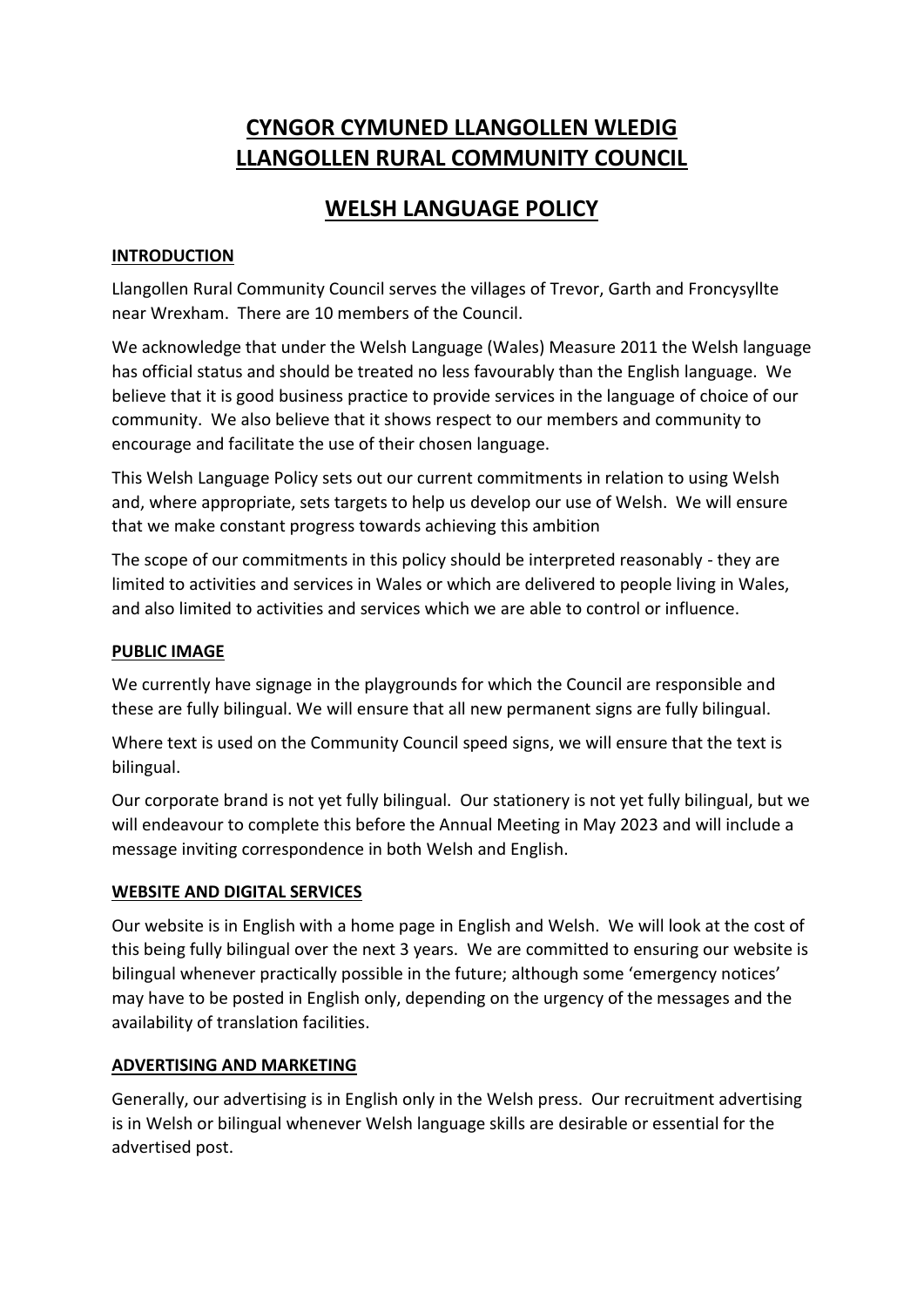# CYNGOR CYMUNED LLANGOLLEN WLEDIG
# LLANGOLLEN RURAL COMMUNITY COUNCIL

## WELSH LANGUAGE POLICY

### INTRODUCTION

Llangollen Rural Community Council serves the villages of Trevor, Garth and Froncysyllte near Wrexham. There are 10 members of the Council.

We acknowledge that under the Welsh Language (Wales) Measure 2011 the Welsh language has official status and should be treated no less favourably than the English language. We believe that it is good business practice to provide services in the language of choice of our community. We also believe that it shows respect to our members and community to encourage and facilitate the use of their chosen language.

This Welsh Language Policy sets out our current commitments in relation to using Welsh and, where appropriate, sets targets to help us develop our use of Welsh. We will ensure that we make constant progress towards achieving this ambition

The scope of our commitments in this policy should be interpreted reasonably - they are limited to activities and services in Wales or which are delivered to people living in Wales, and also limited to activities and services which we are able to control or influence.

### PUBLIC IMAGE

We currently have signage in the playgrounds for which the Council are responsible and these are fully bilingual. We will ensure that all new permanent signs are fully bilingual.

Where text is used on the Community Council speed signs, we will ensure that the text is bilingual.

Our corporate brand is not yet fully bilingual. Our stationery is not yet fully bilingual, but we will endeavour to complete this before the Annual Meeting in May 2023 and will include a message inviting correspondence in both Welsh and English.

### WEBSITE AND DIGITAL SERVICES

Our website is in English with a home page in English and Welsh. We will look at the cost of this being fully bilingual over the next 3 years. We are committed to ensuring our website is bilingual whenever practically possible in the future; although some 'emergency notices' may have to be posted in English only, depending on the urgency of the messages and the availability of translation facilities.

### ADVERTISING AND MARKETING

Generally, our advertising is in English only in the Welsh press. Our recruitment advertising is in Welsh or bilingual whenever Welsh language skills are desirable or essential for the advertised post.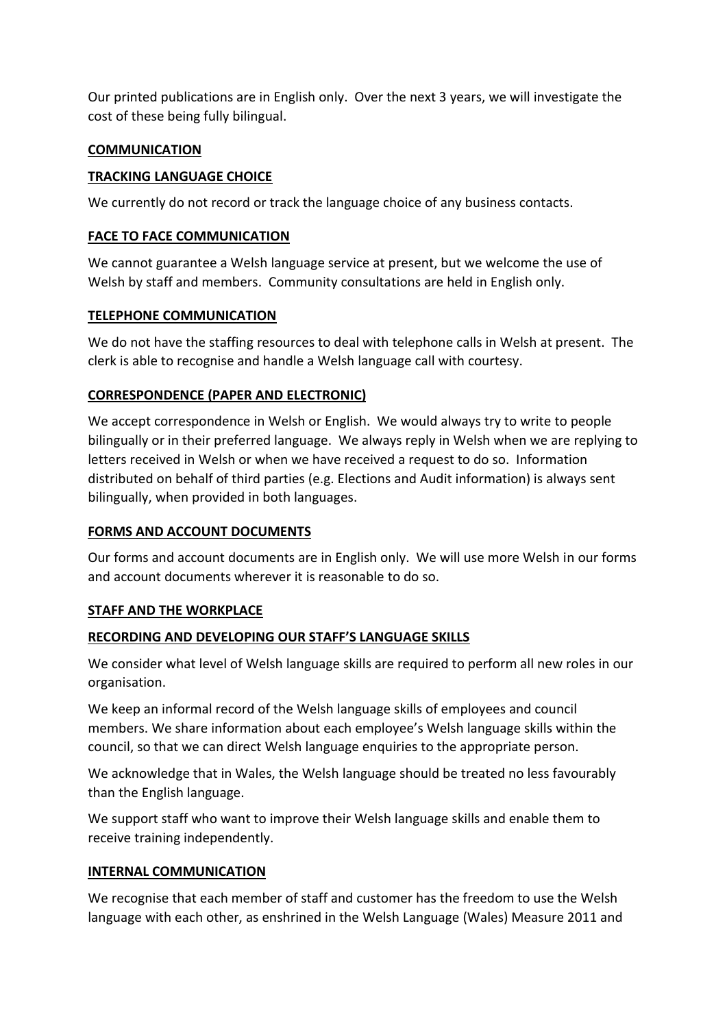Our printed publications are in English only. Over the next 3 years, we will investigate the cost of these being fully bilingual.

## COMMUNICATION

### TRACKING LANGUAGE CHOICE

We currently do not record or track the language choice of any business contacts.

### FACE TO FACE COMMUNICATION

We cannot guarantee a Welsh language service at present, but we welcome the use of Welsh by staff and members. Community consultations are held in English only.

### TELEPHONE COMMUNICATION

We do not have the staffing resources to deal with telephone calls in Welsh at present. The clerk is able to recognise and handle a Welsh language call with courtesy.

### CORRESPONDENCE (PAPER AND ELECTRONIC)

We accept correspondence in Welsh or English. We would always try to write to people bilingually or in their preferred language. We always reply in Welsh when we are replying to letters received in Welsh or when we have received a request to do so. Information distributed on behalf of third parties (e.g. Elections and Audit information) is always sent bilingually, when provided in both languages.

### FORMS AND ACCOUNT DOCUMENTS

Our forms and account documents are in English only. We will use more Welsh in our forms and account documents wherever it is reasonable to do so.

## STAFF AND THE WORKPLACE

### RECORDING AND DEVELOPING OUR STAFF'S LANGUAGE SKILLS

We consider what level of Welsh language skills are required to perform all new roles in our organisation.

We keep an informal record of the Welsh language skills of employees and council members. We share information about each employee's Welsh language skills within the council, so that we can direct Welsh language enquiries to the appropriate person.

We acknowledge that in Wales, the Welsh language should be treated no less favourably than the English language.

We support staff who want to improve their Welsh language skills and enable them to receive training independently.

### INTERNAL COMMUNICATION

We recognise that each member of staff and customer has the freedom to use the Welsh language with each other, as enshrined in the Welsh Language (Wales) Measure 2011 and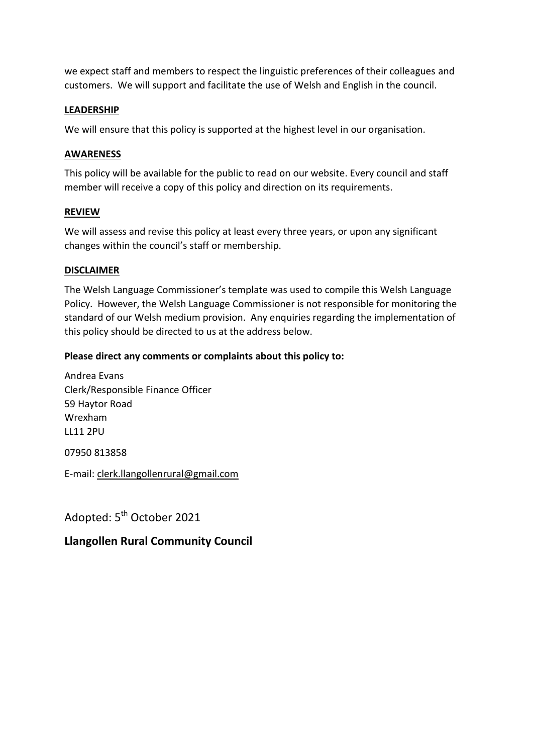we expect staff and members to respect the linguistic preferences of their colleagues and customers. We will support and facilitate the use of Welsh and English in the council.

## LEADERSHIP

We will ensure that this policy is supported at the highest level in our organisation.

## AWARENESS

This policy will be available for the public to read on our website. Every council and staff member will receive a copy of this policy and direction on its requirements.

## REVIEW

We will assess and revise this policy at least every three years, or upon any significant changes within the council's staff or membership.

## DISCLAIMER

The Welsh Language Commissioner's template was used to compile this Welsh Language Policy. However, the Welsh Language Commissioner is not responsible for monitoring the standard of our Welsh medium provision. Any enquiries regarding the implementation of this policy should be directed to us at the address below.

**Please direct any comments or complaints about this policy to:**

Andrea Evans
Clerk/Responsible Finance Officer
59 Haytor Road
Wrexham
LL11 2PU

07950 813858

E-mail: clerk.llangollenrural@gmail.com

Adopted: 5th October 2021

**Llangollen Rural Community Council**